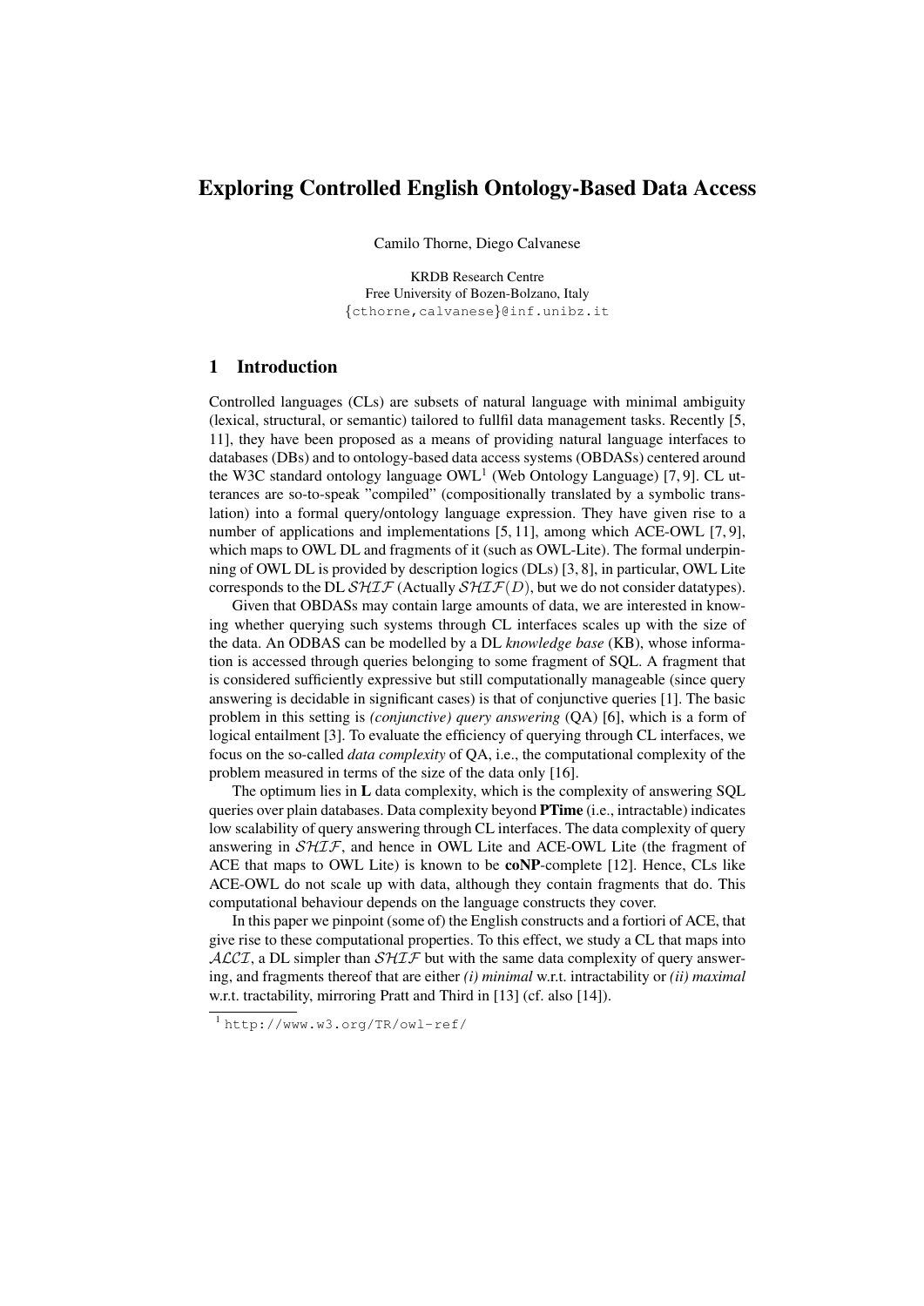// Exploring Controlled English Ontology-Based Data Access

Camilo Thorne, Diego Calvanese

KRDB Research Centre
Free University of Bozen-Bolzano, Italy
{cthorne,calvanese}@inf.unibz.it

## 1 Introduction

Controlled languages (CLs) are subsets of natural language with minimal ambiguity (lexical, structural, or semantic) tailored to fullfil data management tasks. Recently [5, 11], they have been proposed as a means of providing natural language interfaces to databases (DBs) and to ontology-based data access systems (OBDASs) centered around the W3C standard ontology language OWL[1] (Web Ontology Language) [7, 9]. CL utterances are so-to-speak "compiled" (compositionally translated by a symbolic translation) into a formal query/ontology language expression. They have given rise to a number of applications and implementations [5, 11], among which ACE-OWL [7, 9], which maps to OWL DL and fragments of it (such as OWL-Lite). The formal underpinning of OWL DL is provided by description logics (DLs) [3, 8], in particular, OWL Lite corresponds to the DL $\mathcal{SHIF}$ (Actually $\mathcal{SHIF}(D)$, but we do not consider datatypes).

Given that OBDASs may contain large amounts of data, we are interested in knowing whether querying such systems through CL interfaces scales up with the size of the data. An ODBAS can be modelled by a DL *knowledge base* (KB), whose information is accessed through queries belonging to some fragment of SQL. A fragment that is considered sufficiently expressive but still computationally manageable (since query answering is decidable in significant cases) is that of conjunctive queries [1]. The basic problem in this setting is *(conjunctive) query answering* (QA) [6], which is a form of logical entailment [3]. To evaluate the efficiency of querying through CL interfaces, we focus on the so-called *data complexity* of QA, i.e., the computational complexity of the problem measured in terms of the size of the data only [16].

The optimum lies in **L** data complexity, which is the complexity of answering SQL queries over plain databases. Data complexity beyond **PTime** (i.e., intractable) indicates low scalability of query answering through CL interfaces. The data complexity of query answering in $\mathcal{SHIF}$, and hence in OWL Lite and ACE-OWL Lite (the fragment of ACE that maps to OWL Lite) is known to be **coNP**-complete [12]. Hence, CLs like ACE-OWL do not scale up with data, although they contain fragments that do. This computational behaviour depends on the language constructs they cover.

In this paper we pinpoint (some of) the English constructs and a fortiori of ACE, that give rise to these computational properties. To this effect, we study a CL that maps into $\mathcal{ALCI}$, a DL simpler than $\mathcal{SHIF}$ but with the same data complexity of query answering, and fragments thereof that are either *(i) minimal* w.r.t. intractability or *(ii) maximal* w.r.t. tractability, mirroring Pratt and Third in [13] (cf. also [14]).

[1] http://www.w3.org/TR/owl-ref/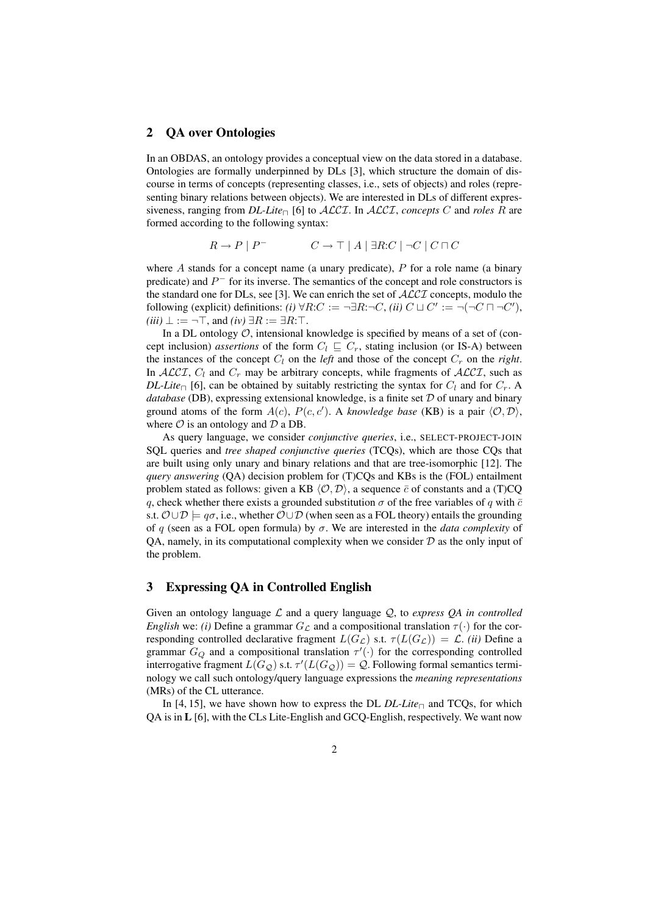## 2 QA over Ontologies

In an OBDAS, an ontology provides a conceptual view on the data stored in a database. Ontologies are formally underpinned by DLs [3], which structure the domain of discourse in terms of concepts (representing classes, i.e., sets of objects) and roles (representing binary relations between objects). We are interested in DLs of different expressiveness, ranging from *DL-Lite*$_\sqcap$ [6] to $\mathcal{ALCI}$. In $\mathcal{ALCI}$, *concepts* $C$ and *roles* $R$ are formed according to the following syntax:

$$R \rightarrow P \mid P^- \qquad\qquad C \rightarrow \top \mid A \mid \exists R{:}C \mid \neg C \mid C \sqcap C$$

where $A$ stands for a concept name (a unary predicate), $P$ for a role name (a binary predicate) and $P^-$ for its inverse. The semantics of the concept and role constructors is the standard one for DLs, see [3]. We can enrich the set of $\mathcal{ALCI}$ concepts, modulo the following (explicit) definitions: *(i)* $\forall R{:}C := \neg\exists R{:}\neg C$, *(ii)* $C \sqcup C' := \neg(\neg C \sqcap \neg C')$, *(iii)* $\bot := \neg\top$, and *(iv)* $\exists R := \exists R{:}\top$.

In a DL ontology $\mathcal{O}$, intensional knowledge is specified by means of a set of (concept inclusion) *assertions* of the form $C_l \sqsubseteq C_r$, stating inclusion (or IS-A) between the instances of the concept $C_l$ on the *left* and those of the concept $C_r$ on the *right*. In $\mathcal{ALCI}$, $C_l$ and $C_r$ may be arbitrary concepts, while fragments of $\mathcal{ALCI}$, such as *DL-Lite*$_\sqcap$ [6], can be obtained by suitably restricting the syntax for $C_l$ and for $C_r$. A *database* (DB), expressing extensional knowledge, is a finite set $\mathcal{D}$ of unary and binary ground atoms of the form $A(c)$, $P(c, c')$. A *knowledge base* (KB) is a pair $\langle \mathcal{O}, \mathcal{D} \rangle$, where $\mathcal{O}$ is an ontology and $\mathcal{D}$ a DB.

As query language, we consider *conjunctive queries*, i.e., SELECT-PROJECT-JOIN SQL queries and *tree shaped conjunctive queries* (TCQs), which are those CQs that are built using only unary and binary relations and that are tree-isomorphic [12]. The *query answering* (QA) decision problem for (T)CQs and KBs is the (FOL) entailment problem stated as follows: given a KB $\langle \mathcal{O}, \mathcal{D} \rangle$, a sequence $\bar{c}$ of constants and a (T)CQ $q$, check whether there exists a grounded substitution $\sigma$ of the free variables of $q$ with $\bar{c}$ s.t. $\mathcal{O} \cup \mathcal{D} \models q\sigma$, i.e., whether $\mathcal{O} \cup \mathcal{D}$ (when seen as a FOL theory) entails the grounding of $q$ (seen as a FOL open formula) by $\sigma$. We are interested in the *data complexity* of QA, namely, in its computational complexity when we consider $\mathcal{D}$ as the only input of the problem.

## 3 Expressing QA in Controlled English

Given an ontology language $\mathcal{L}$ and a query language $\mathcal{Q}$, to *express QA in controlled English* we: *(i)* Define a grammar $G_\mathcal{L}$ and a compositional translation $\tau(\cdot)$ for the corresponding controlled declarative fragment $L(G_\mathcal{L})$ s.t. $\tau(L(G_\mathcal{L})) = \mathcal{L}$. *(ii)* Define a grammar $G_Q$ and a compositional translation $\tau'(\cdot)$ for the corresponding controlled interrogative fragment $L(G_\mathcal{Q})$ s.t. $\tau'(L(G_\mathcal{Q})) = \mathcal{Q}$. Following formal semantics terminology we call such ontology/query language expressions the *meaning representations* (MRs) of the CL utterance.

In [4, 15], we have shown how to express the DL *DL-Lite*$_\sqcap$ and TCQs, for which QA is in **L** [6], with the CLs Lite-English and GCQ-English, respectively. We want now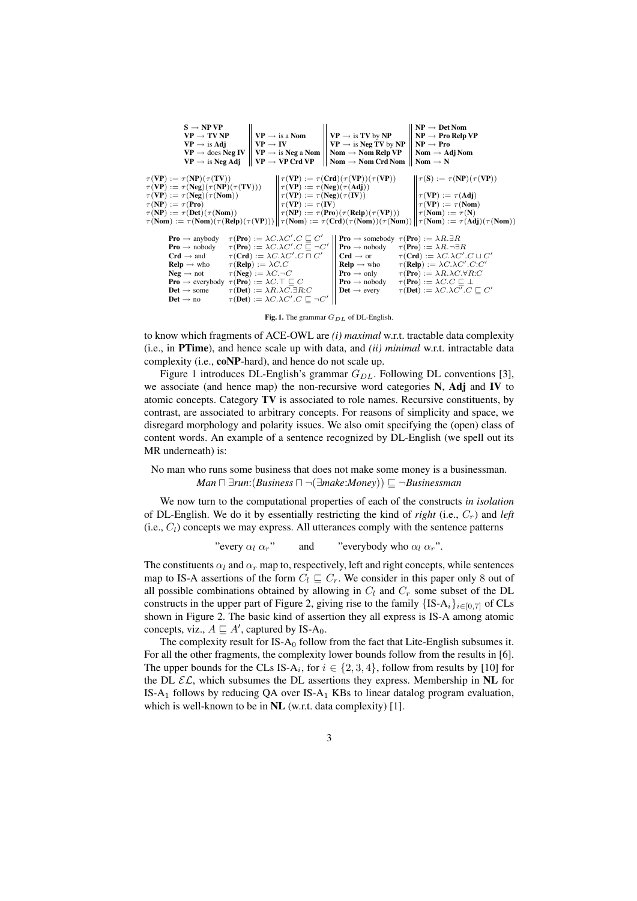| | | | |
|---|---|---|---|
| **S** → **NP VP** | | | **NP** → **Det Nom** |
| **VP** → **TV NP** | **VP** → is a **Nom** | **VP** → is **TV** by **NP** | **NP** → **Pro Relp VP** |
| **VP** → is **Adj** | **VP** → **IV** | **VP** → is **Neg TV** by **NP** | **NP** → **Pro** |
| **VP** → does **Neg IV** | **VP** → is **Neg** a **Nom** | **Nom** → **Nom Relp VP** | **Nom** → **Adj Nom** |
| **VP** → is **Neg Adj** | **VP** → **VP Crd VP** | **Nom** → **Nom Crd Nom** | **Nom** → **N** |

| | | |
|---|---|---|
| $\tau(\mathbf{VP}) := \tau(\mathbf{NP})(\tau(\mathbf{TV}))$ | $\tau(\mathbf{VP}) := \tau(\mathbf{Crd})(\tau(\mathbf{VP}))(\tau(\mathbf{VP}))$ | $\tau(\mathbf{S}) := \tau(\mathbf{NP})(\tau(\mathbf{VP}))$ |
| $\tau(\mathbf{VP}) := \tau(\mathbf{Neg})(\tau(\mathbf{NP})(\tau(\mathbf{TV})))$ | $\tau(\mathbf{VP}) := \tau(\mathbf{Neg})(\tau(\mathbf{Adj}))$ | |
| $\tau(\mathbf{VP}) := \tau(\mathbf{Neg})(\tau(\mathbf{Nom}))$ | $\tau(\mathbf{VP}) := \tau(\mathbf{Neg})(\tau(\mathbf{IV}))$ | $\tau(\mathbf{VP}) := \tau(\mathbf{Adj})$ |
| $\tau(\mathbf{NP}) := \tau(\mathbf{Pro})$ | $\tau(\mathbf{VP}) := \tau(\mathbf{IV})$ | $\tau(\mathbf{VP}) := \tau(\mathbf{Nom})$ |
| $\tau(\mathbf{NP}) := \tau(\mathbf{Det})(\tau(\mathbf{Nom}))$ | $\tau(\mathbf{NP}) := \tau(\mathbf{Pro})(\tau(\mathbf{Relp})(\tau(\mathbf{VP})))$ | $\tau(\mathbf{Nom}) := \tau(\mathbf{N})$ |
| $\tau(\mathbf{Nom}) := \tau(\mathbf{Nom})(\tau(\mathbf{Relp})(\tau(\mathbf{VP})))$ | $\tau(\mathbf{Nom}) := \tau(\mathbf{Crd})(\tau(\mathbf{Nom}))(\tau(\mathbf{Nom}))$ | $\tau(\mathbf{Nom}) := \tau(\mathbf{Adj})(\tau(\mathbf{Nom}))$ |

| | | | |
|---|---|---|---|
| **Pro** → anybody | $\tau(\mathbf{Pro}) := \lambda C.\lambda C'.C \sqsubseteq C'$ | **Pro** → somebody | $\tau(\mathbf{Pro}) := \lambda R.\exists R$ |
| **Pro** → nobody | $\tau(\mathbf{Pro}) := \lambda C.\lambda C'.C \sqsubseteq \neg C'$ | **Pro** → nobody | $\tau(\mathbf{Pro}) := \lambda R.\neg\exists R$ |
| **Crd** → and | $\tau(\mathbf{Crd}) := \lambda C.\lambda C'.C \sqcap C'$ | **Crd** → or | $\tau(\mathbf{Crd}) := \lambda C.\lambda C'.C \sqcup C'$ |
| **Relp** → who | $\tau(\mathbf{Relp}) := \lambda C.C$ | **Relp** → who | $\tau(\mathbf{Relp}) := \lambda C.\lambda C'.C{:}C'$ |
| **Neg** → not | $\tau(\mathbf{Neg}) := \lambda C.\neg C$ | **Pro** → only | $\tau(\mathbf{Pro}) := \lambda R.\lambda C.\forall R{:}C$ |
| **Pro** → everybody | $\tau(\mathbf{Pro}) := \lambda C.\top \sqsubseteq C$ | **Pro** → nobody | $\tau(\mathbf{Pro}) := \lambda C.C \sqsubseteq \bot$ |
| **Det** → some | $\tau(\mathbf{Det}) := \lambda R.\lambda C.\exists R{:}C$ | **Det** → every | $\tau(\mathbf{Det}) := \lambda C.\lambda C'.C \sqsubseteq C'$ |
| **Det** → no | $\tau(\mathbf{Det}) := \lambda C.\lambda C'.C \sqsubseteq \neg C'$ | | |

**Fig. 1.** The grammar $G_{DL}$ of DL-English.

to know which fragments of ACE-OWL are *(i) maximal* w.r.t. tractable data complexity (i.e., in **PTime**), and hence scale up with data, and *(ii) minimal* w.r.t. intractable data complexity (i.e., **coNP**-hard), and hence do not scale up.

Figure 1 introduces DL-English's grammar $G_{DL}$. Following DL conventions [3], we associate (and hence map) the non-recursive word categories **N**, **Adj** and **IV** to atomic concepts. Category **TV** is associated to role names. Recursive constituents, by contrast, are associated to arbitrary concepts. For reasons of simplicity and space, we disregard morphology and polarity issues. We also omit specifying the (open) class of content words. An example of a sentence recognized by DL-English (we spell out its MR underneath) is:

No man who runs some business that does not make some money is a businessman.
$$\mathit{Man} \sqcap \exists \mathit{run}{:}(\mathit{Business} \sqcap \neg(\exists \mathit{make}{:}\mathit{Money})) \sqsubseteq \neg \mathit{Businessman}$$

We now turn to the computational properties of each of the constructs *in isolation* of DL-English. We do it by essentially restricting the kind of *right* (i.e., $C_r$) and *left* (i.e., $C_l$) concepts we may express. All utterances comply with the sentence patterns

"every $\alpha_l$ $\alpha_r$" and "everybody who $\alpha_l$ $\alpha_r$".

The constituents $\alpha_l$ and $\alpha_r$ map to, respectively, left and right concepts, while sentences map to IS-A assertions of the form $C_l \sqsubseteq C_r$. We consider in this paper only 8 out of all possible combinations obtained by allowing in $C_l$ and $C_r$ some subset of the DL constructs in the upper part of Figure 2, giving rise to the family $\{\text{IS-A}_i\}_{i\in[0,7]}$ of CLs shown in Figure 2. The basic kind of assertion they all express is IS-A among atomic concepts, viz., $A \sqsubseteq A'$, captured by IS-$\text{A}_0$.

The complexity result for IS-$\text{A}_0$ follow from the fact that Lite-English subsumes it. For all the other fragments, the complexity lower bounds follow from the results in [6]. The upper bounds for the CLs IS-$\text{A}_i$, for $i \in \{2, 3, 4\}$, follow from results by [10] for the DL $\mathcal{EL}$, which subsumes the DL assertions they express. Membership in **NL** for IS-$\text{A}_1$ follows by reducing QA over IS-$\text{A}_1$ KBs to linear datalog program evaluation, which is well-known to be in **NL** (w.r.t. data complexity) [1].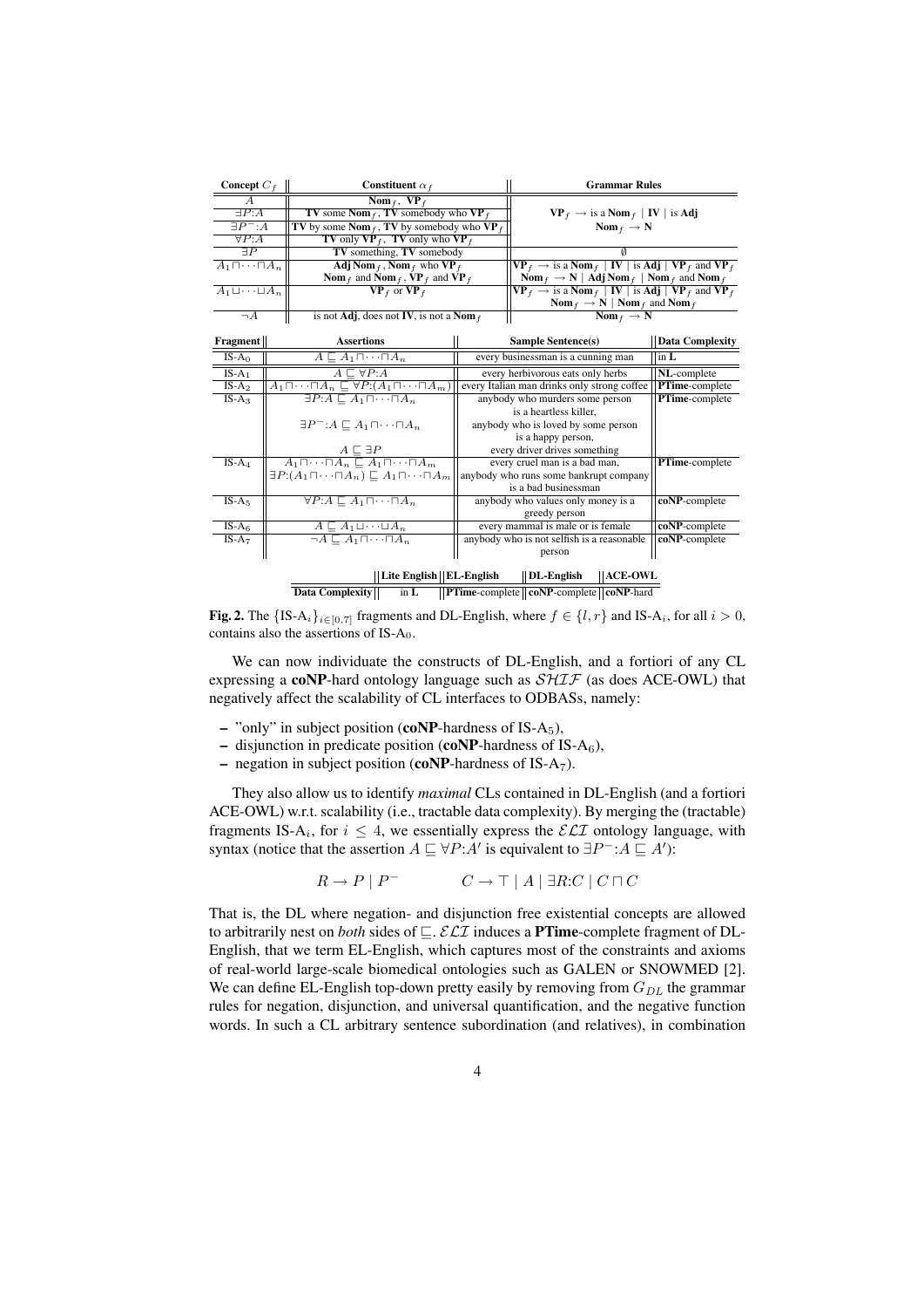| Concept $C_f$ | Constituent $\alpha_f$ | Grammar Rules |
|---|---|---|
| $A$ | **Nom**$_f$, **VP**$_f$ | |
| $\exists P{:}A$ | **TV** some **Nom**$_f$, **TV** somebody who **VP**$_f$ | **VP**$_f$ $\rightarrow$ is a **Nom**$_f$ \| **IV** \| is **Adj** |
| $\exists P^{-}{:}A$ | **TV** by some **Nom**$_f$, **TV** by somebody who **VP**$_f$ | **Nom**$_f$ $\rightarrow$ **N** |
| $\forall P{:}A$ | **TV** only **VP**$_f$, **TV** only who **VP**$_f$ | |
| $\exists P$ | **TV** something, **TV** somebody | $\emptyset$ |
| $A_1 \sqcap \cdots \sqcap A_n$ | **Adj Nom**$_f$, **Nom**$_f$ who **VP**$_f$ **Nom**$_f$ and **Nom**$_f$, **VP**$_f$ and **VP**$_f$ | **VP**$_f$ $\rightarrow$ is a **Nom**$_f$ \| **IV** \| is **Adj** \| **VP**$_f$ and **VP**$_f$ **Nom**$_f$ $\rightarrow$ **N** \| **Adj Nom**$_f$ \| **Nom**$_f$ and **Nom**$_f$ |
| $A_1 \sqcup \cdots \sqcup A_n$ | **VP**$_f$ or **VP**$_f$ | **VP**$_f$ $\rightarrow$ is a **Nom**$_f$ \| **IV** \| is **Adj** \| **VP**$_f$ and **VP**$_f$ **Nom**$_f$ $\rightarrow$ **N** \| **Nom**$_f$ and **Nom**$_f$ |
| $\neg A$ | is not **Adj**, does not **IV**, is not a **Nom**$_f$ | **Nom**$_f$ $\rightarrow$ **N** |

| Fragment | Assertions | Sample Sentence(s) | Data Complexity |
|---|---|---|---|
| IS-A$_0$ | $A \sqsubseteq A_1 \sqcap \cdots \sqcap A_n$ | every businessman is a cunning man | in **L** |
| IS-A$_1$ | $A \sqsubseteq \forall P{:}A$ | every herbivorous eats only herbs | **NL**-complete |
| IS-A$_2$ | $A_1 \sqcap \cdots \sqcap A_n \sqsubseteq \forall P{:}(A_1 \sqcap \cdots \sqcap A_m)$ | every Italian man drinks only strong coffee | **PTime**-complete |
| IS-A$_3$ | $\exists P{:}A \sqsubseteq A_1 \sqcap \cdots \sqcap A_n$<br>$\exists P^{-}{:}A \sqsubseteq A_1 \sqcap \cdots \sqcap A_n$<br>$A \sqsubseteq \exists P$ | anybody who murders some person is a heartless killer,<br>anybody who is loved by some person is a happy person,<br>every driver drives something | **PTime**-complete |
| IS-A$_4$ | $A_1 \sqcap \cdots \sqcap A_n \sqsubseteq A_1 \sqcap \cdots \sqcap A_m$<br>$\exists P{:}(A_1 \sqcap \cdots \sqcap A_n) \sqsubseteq A_1 \sqcap \cdots \sqcap A_m$ | every cruel man is a bad man,<br>anybody who runs some bankrupt company is a bad businessman | **PTime**-complete |
| IS-A$_5$ | $\forall P{:}A \sqsubseteq A_1 \sqcap \cdots \sqcap A_n$ | anybody who values only money is a greedy person | **coNP**-complete |
| IS-A$_6$ | $A \sqsubseteq A_1 \sqcup \cdots \sqcup A_n$ | every mammal is male or is female | **coNP**-complete |
| IS-A$_7$ | $\neg A \sqsubseteq A_1 \sqcap \cdots \sqcap A_n$ | anybody who is not selfish is a reasonable person | **coNP**-complete |

| | Lite English | EL-English | DL-English | ACE-OWL |
|---|---|---|---|---|
| **Data Complexity** | in **L** | **PTime**-complete | **coNP**-complete | **coNP**-hard |

**Fig. 2.** The $\{\text{IS-A}_i\}_{i \in [0,7]}$ fragments and DL-English, where $f \in \{l, r\}$ and IS-A$_i$, for all $i > 0$, contains also the assertions of IS-A$_0$.

We can now individuate the constructs of DL-English, and a fortiori of any CL expressing a **coNP**-hard ontology language such as $\mathcal{SHIF}$ (as does ACE-OWL) that negatively affect the scalability of CL interfaces to ODBASs, namely:

- "only" in subject position (**coNP**-hardness of IS-A$_5$),
- disjunction in predicate position (**coNP**-hardness of IS-A$_6$),
- negation in subject position (**coNP**-hardness of IS-A$_7$).

They also allow us to identify *maximal* CLs contained in DL-English (and a fortiori ACE-OWL) w.r.t. scalability (i.e., tractable data complexity). By merging the (tractable) fragments IS-A$_i$, for $i \leq 4$, we essentially express the $\mathcal{ELI}$ ontology language, with syntax (notice that the assertion $A \sqsubseteq \forall P{:}A'$ is equivalent to $\exists P^{-}{:}A \sqsubseteq A'$):

$$R \rightarrow P \mid P^{-} \qquad\qquad C \rightarrow \top \mid A \mid \exists R{:}C \mid C \sqcap C$$

That is, the DL where negation- and disjunction free existential concepts are allowed to arbitrarily nest on *both* sides of $\sqsubseteq$. $\mathcal{ELI}$ induces a **PTime**-complete fragment of DL-English, that we term EL-English, which captures most of the constraints and axioms of real-world large-scale biomedical ontologies such as GALEN or SNOWMED [2]. We can define EL-English top-down pretty easily by removing from $G_{DL}$ the grammar rules for negation, disjunction, and universal quantification, and the negative function words. In such a CL arbitrary sentence subordination (and relatives), in combination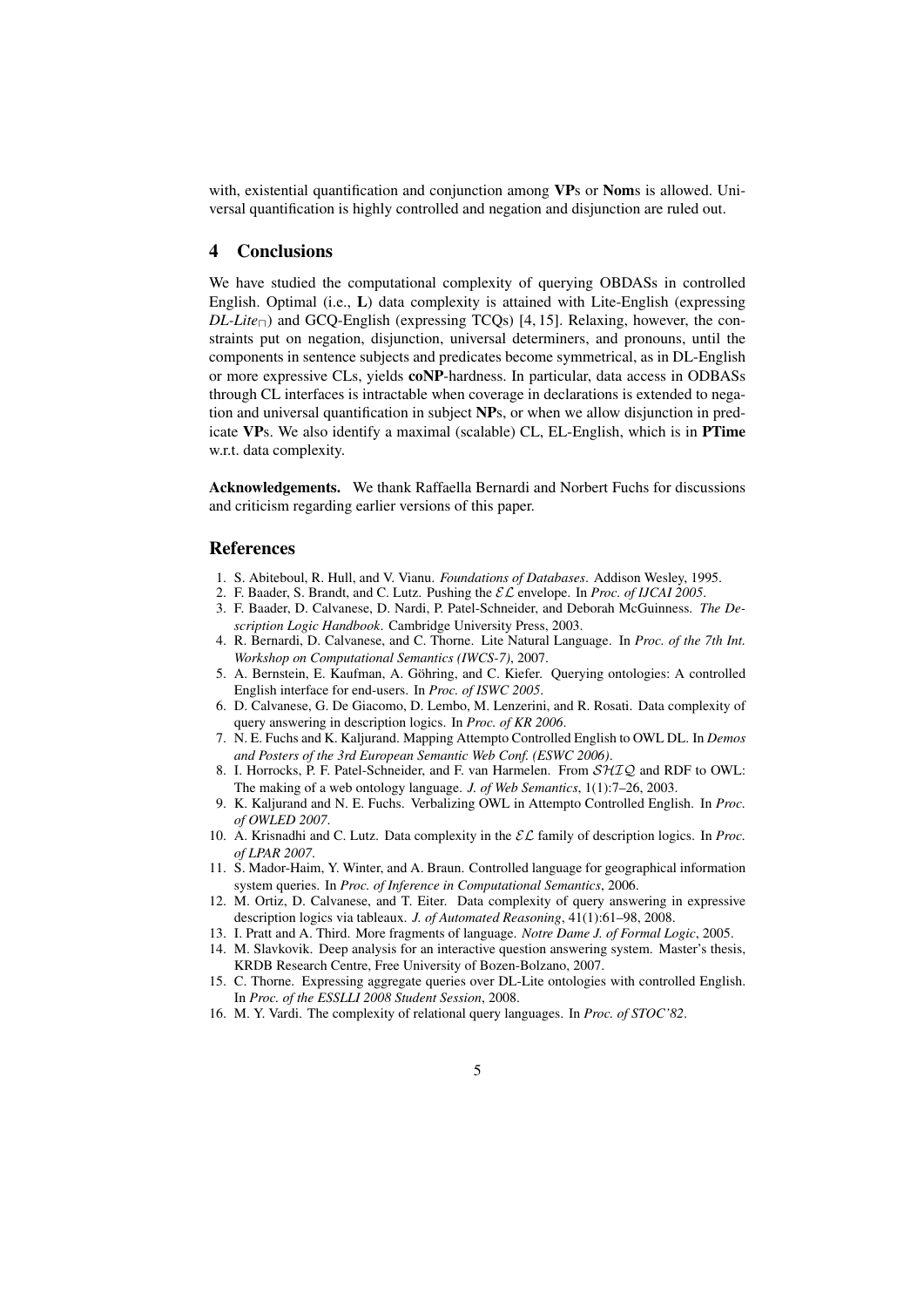with, existential quantification and conjunction among **VP**s or **Nom**s is allowed. Universal quantification is highly controlled and negation and disjunction are ruled out.

## 4 Conclusions

We have studied the computational complexity of querying OBDASs in controlled English. Optimal (i.e., **L**) data complexity is attained with Lite-English (expressing *DL-Lite*$_{\sqcap}$) and GCQ-English (expressing TCQs) [4, 15]. Relaxing, however, the constraints put on negation, disjunction, universal determiners, and pronouns, until the components in sentence subjects and predicates become symmetrical, as in DL-English or more expressive CLs, yields **coNP**-hardness. In particular, data access in ODBASs through CL interfaces is intractable when coverage in declarations is extended to negation and universal quantification in subject **NP**s, or when we allow disjunction in predicate **VP**s. We also identify a maximal (scalable) CL, EL-English, which is in **PTime** w.r.t. data complexity.

**Acknowledgements.** We thank Raffaella Bernardi and Norbert Fuchs for discussions and criticism regarding earlier versions of this paper.

## References

1. S. Abiteboul, R. Hull, and V. Vianu. *Foundations of Databases*. Addison Wesley, 1995.
2. F. Baader, S. Brandt, and C. Lutz. Pushing the $\mathcal{EL}$ envelope. In *Proc. of IJCAI 2005*.
3. F. Baader, D. Calvanese, D. Nardi, P. Patel-Schneider, and Deborah McGuinness. *The Description Logic Handbook*. Cambridge University Press, 2003.
4. R. Bernardi, D. Calvanese, and C. Thorne. Lite Natural Language. In *Proc. of the 7th Int. Workshop on Computational Semantics (IWCS-7)*, 2007.
5. A. Bernstein, E. Kaufman, A. Göhring, and C. Kiefer. Querying ontologies: A controlled English interface for end-users. In *Proc. of ISWC 2005*.
6. D. Calvanese, G. De Giacomo, D. Lembo, M. Lenzerini, and R. Rosati. Data complexity of query answering in description logics. In *Proc. of KR 2006*.
7. N. E. Fuchs and K. Kaljurand. Mapping Attempto Controlled English to OWL DL. In *Demos and Posters of the 3rd European Semantic Web Conf. (ESWC 2006)*.
8. I. Horrocks, P. F. Patel-Schneider, and F. van Harmelen. From $\mathcal{SHIQ}$ and RDF to OWL: The making of a web ontology language. *J. of Web Semantics*, 1(1):7–26, 2003.
9. K. Kaljurand and N. E. Fuchs. Verbalizing OWL in Attempto Controlled English. In *Proc. of OWLED 2007*.
10. A. Krisnadhi and C. Lutz. Data complexity in the $\mathcal{EL}$ family of description logics. In *Proc. of LPAR 2007*.
11. S. Mador-Haim, Y. Winter, and A. Braun. Controlled language for geographical information system queries. In *Proc. of Inference in Computational Semantics*, 2006.
12. M. Ortiz, D. Calvanese, and T. Eiter. Data complexity of query answering in expressive description logics via tableaux. *J. of Automated Reasoning*, 41(1):61–98, 2008.
13. I. Pratt and A. Third. More fragments of language. *Notre Dame J. of Formal Logic*, 2005.
14. M. Slavkovik. Deep analysis for an interactive question answering system. Master's thesis, KRDB Research Centre, Free University of Bozen-Bolzano, 2007.
15. C. Thorne. Expressing aggregate queries over DL-Lite ontologies with controlled English. In *Proc. of the ESSLLI 2008 Student Session*, 2008.
16. M. Y. Vardi. The complexity of relational query languages. In *Proc. of STOC'82*.